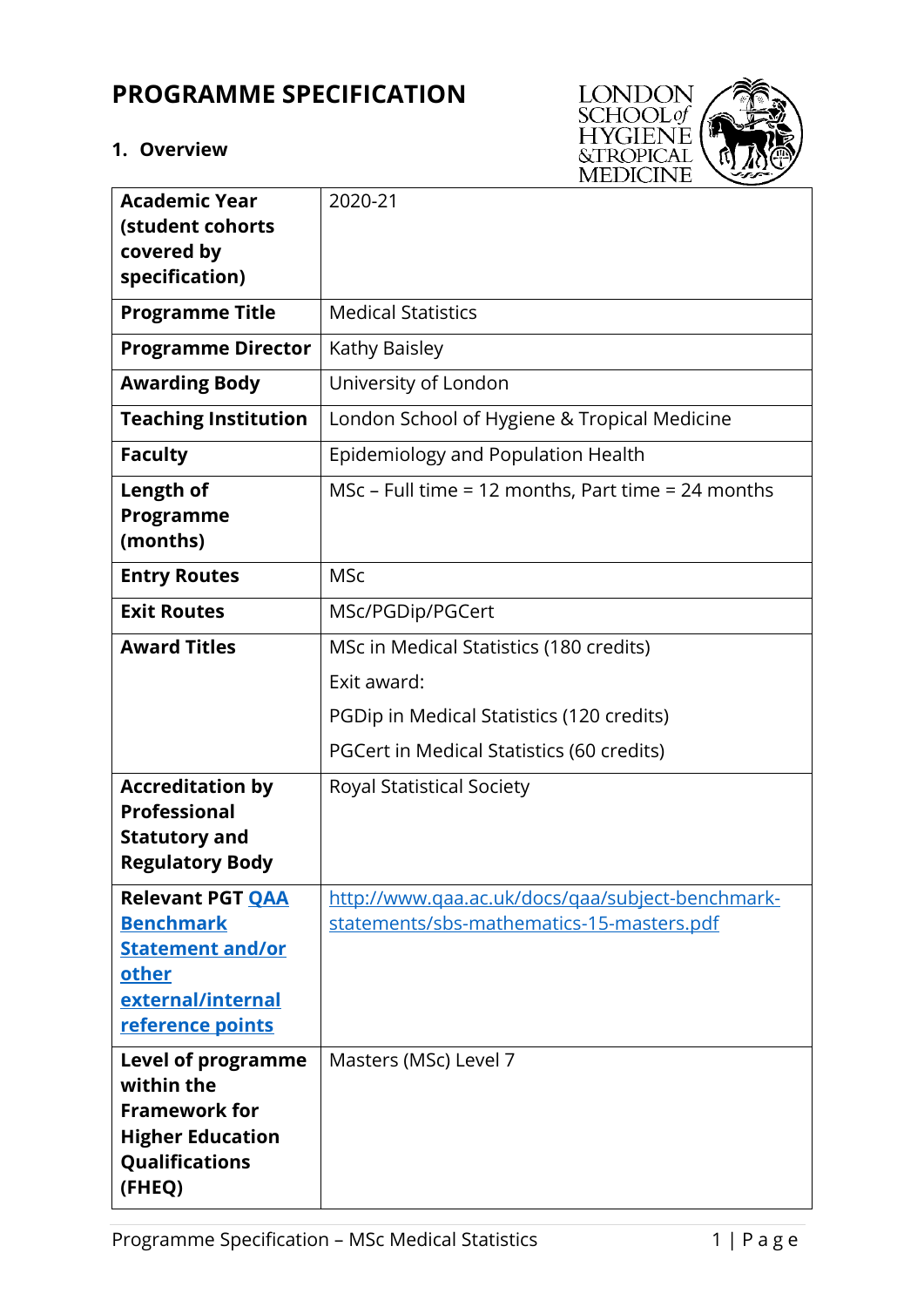# PROGRAMME SPECIFICATION

## 1. Overview

| | |
|---|---|
| **Academic Year (student cohorts covered by specification)** | 2020-21 |
| **Programme Title** | Medical Statistics |
| **Programme Director** | Kathy Baisley |
| **Awarding Body** | University of London |
| **Teaching Institution** | London School of Hygiene & Tropical Medicine |
| **Faculty** | Epidemiology and Population Health |
| **Length of Programme (months)** | MSc – Full time = 12 months, Part time = 24 months |
| **Entry Routes** | MSc |
| **Exit Routes** | MSc/PGDip/PGCert |
| **Award Titles** | MSc in Medical Statistics (180 credits)<br>Exit award:<br>PGDip in Medical Statistics (120 credits)<br>PGCert in Medical Statistics (60 credits) |
| **Accreditation by Professional Statutory and Regulatory Body** | Royal Statistical Society |
| **Relevant PGT QAA Benchmark Statement and/or other external/internal reference points** | http://www.qaa.ac.uk/docs/qaa/subject-benchmark-statements/sbs-mathematics-15-masters.pdf |
| **Level of programme within the Framework for Higher Education Qualifications (FHEQ)** | Masters (MSc) Level 7 |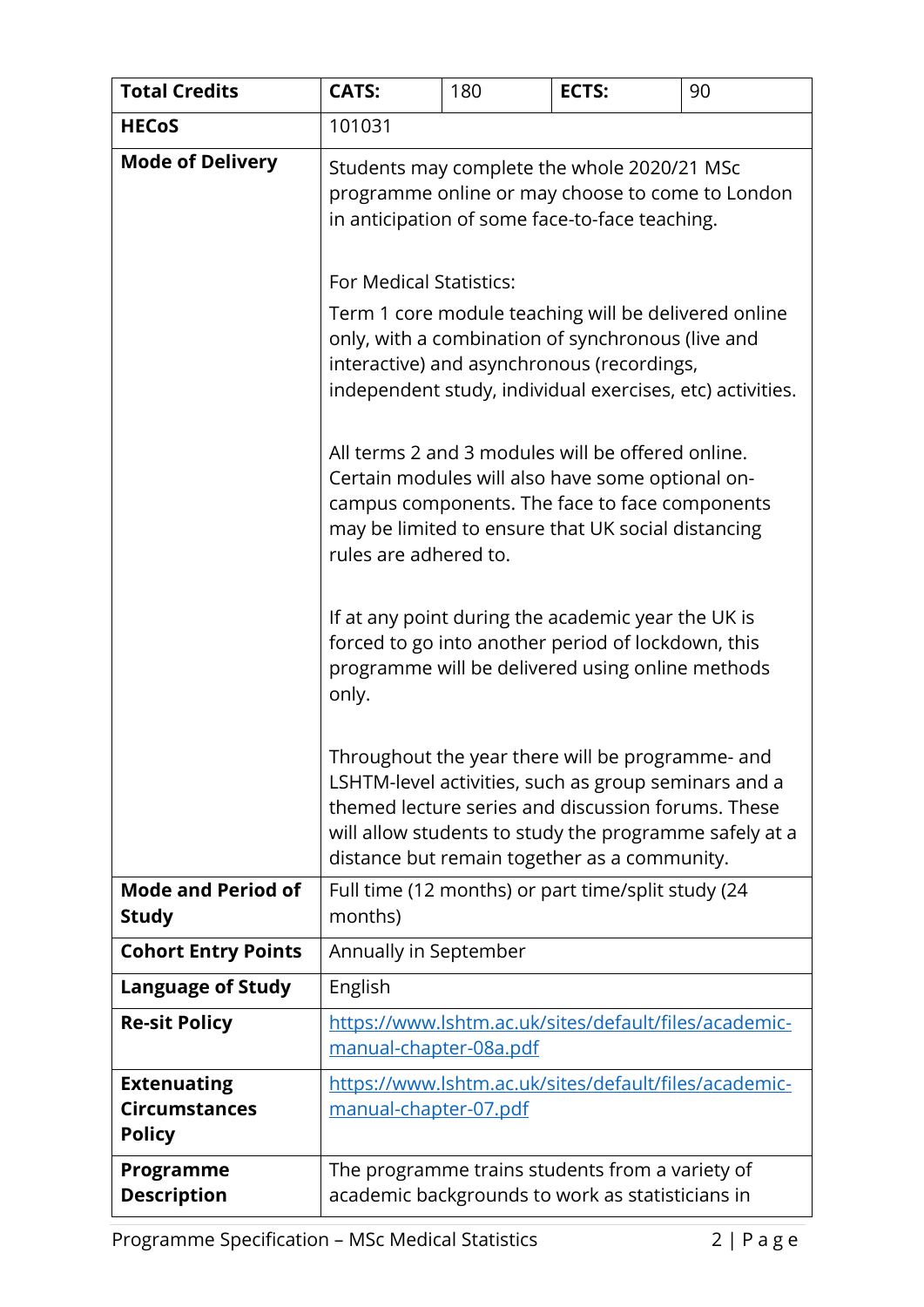| **Total Credits** | **CATS:** | 180 | **ECTS:** | 90 |
|---|---|---|---|---|
| **HECoS** | 101031 | | | |
| **Mode of Delivery** | Students may complete the whole 2020/21 MSc programme online or may choose to come to London in anticipation of some face-to-face teaching.<br><br>For Medical Statistics:<br><br>Term 1 core module teaching will be delivered online only, with a combination of synchronous (live and interactive) and asynchronous (recordings, independent study, individual exercises, etc) activities.<br><br>All terms 2 and 3 modules will be offered online. Certain modules will also have some optional on-campus components. The face to face components may be limited to ensure that UK social distancing rules are adhered to.<br><br>If at any point during the academic year the UK is forced to go into another period of lockdown, this programme will be delivered using online methods only.<br><br>Throughout the year there will be programme- and LSHTM-level activities, such as group seminars and a themed lecture series and discussion forums. These will allow students to study the programme safely at a distance but remain together as a community. | | | |
| **Mode and Period of Study** | Full time (12 months) or part time/split study (24 months) | | | |
| **Cohort Entry Points** | Annually in September | | | |
| **Language of Study** | English | | | |
| **Re-sit Policy** | https://www.lshtm.ac.uk/sites/default/files/academic-manual-chapter-08a.pdf | | | |
| **Extenuating Circumstances Policy** | https://www.lshtm.ac.uk/sites/default/files/academic-manual-chapter-07.pdf | | | |
| **Programme Description** | The programme trains students from a variety of academic backgrounds to work as statisticians in | | | |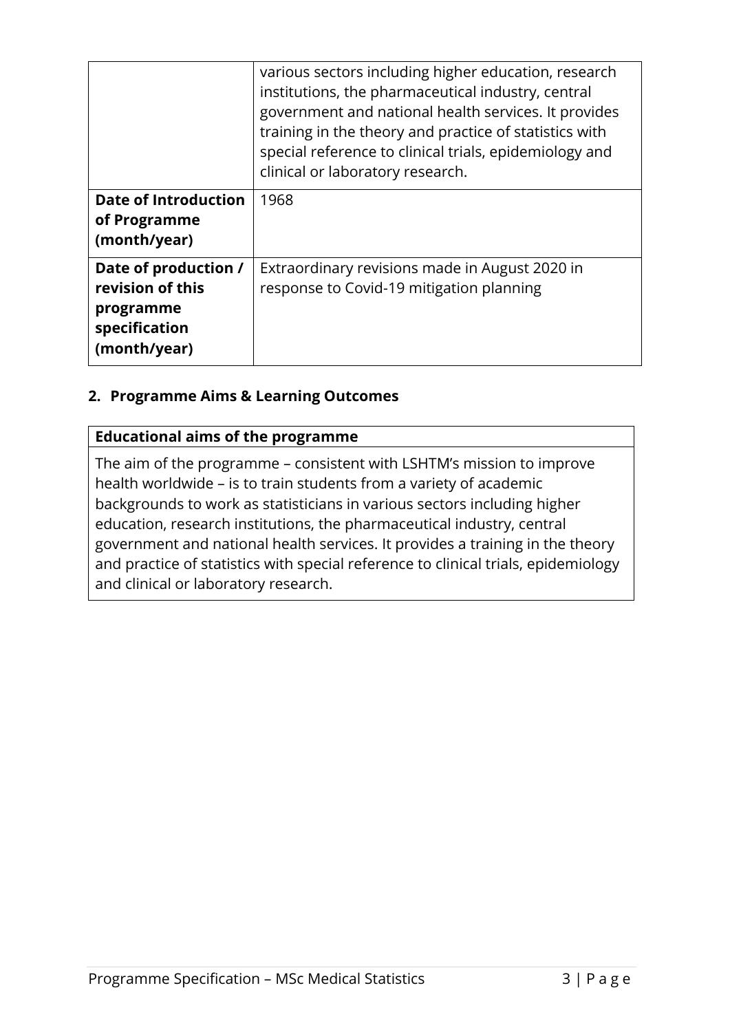|  |  |
| --- | --- |
|  | various sectors including higher education, research institutions, the pharmaceutical industry, central government and national health services. It provides training in the theory and practice of statistics with special reference to clinical trials, epidemiology and clinical or laboratory research. |
| **Date of Introduction of Programme (month/year)** | 1968 |
| **Date of production / revision of this programme specification (month/year)** | Extraordinary revisions made in August 2020 in response to Covid-19 mitigation planning |

## 2. Programme Aims & Learning Outcomes

| **Educational aims of the programme** |
| --- |
| The aim of the programme – consistent with LSHTM's mission to improve health worldwide – is to train students from a variety of academic backgrounds to work as statisticians in various sectors including higher education, research institutions, the pharmaceutical industry, central government and national health services. It provides a training in the theory and practice of statistics with special reference to clinical trials, epidemiology and clinical or laboratory research. |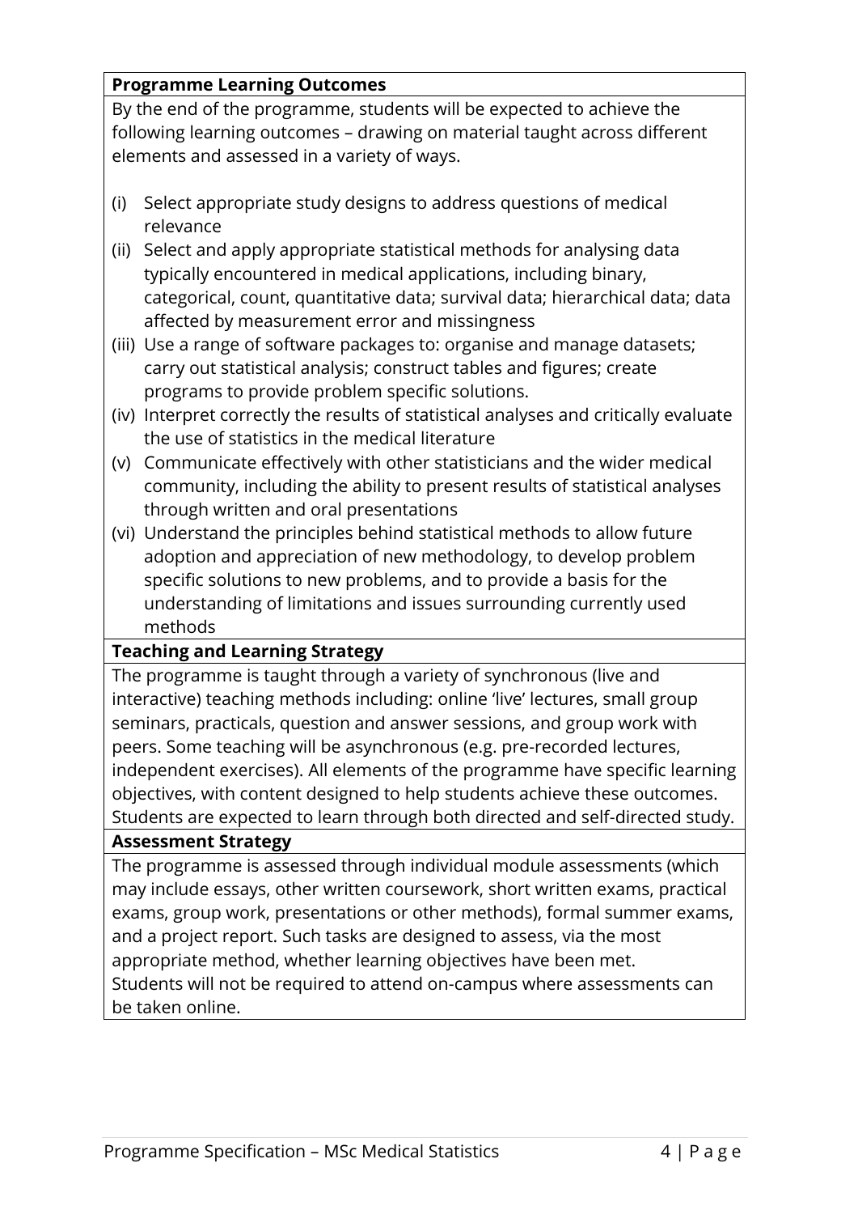**Programme Learning Outcomes**

By the end of the programme, students will be expected to achieve the following learning outcomes – drawing on material taught across different elements and assessed in a variety of ways.

(i) Select appropriate study designs to address questions of medical relevance
(ii) Select and apply appropriate statistical methods for analysing data typically encountered in medical applications, including binary, categorical, count, quantitative data; survival data; hierarchical data; data affected by measurement error and missingness
(iii) Use a range of software packages to: organise and manage datasets; carry out statistical analysis; construct tables and figures; create programs to provide problem specific solutions.
(iv) Interpret correctly the results of statistical analyses and critically evaluate the use of statistics in the medical literature
(v) Communicate effectively with other statisticians and the wider medical community, including the ability to present results of statistical analyses through written and oral presentations
(vi) Understand the principles behind statistical methods to allow future adoption and appreciation of new methodology, to develop problem specific solutions to new problems, and to provide a basis for the understanding of limitations and issues surrounding currently used methods

**Teaching and Learning Strategy**

The programme is taught through a variety of synchronous (live and interactive) teaching methods including: online 'live' lectures, small group seminars, practicals, question and answer sessions, and group work with peers. Some teaching will be asynchronous (e.g. pre-recorded lectures, independent exercises). All elements of the programme have specific learning objectives, with content designed to help students achieve these outcomes. Students are expected to learn through both directed and self-directed study.

**Assessment Strategy**

The programme is assessed through individual module assessments (which may include essays, other written coursework, short written exams, practical exams, group work, presentations or other methods), formal summer exams, and a project report. Such tasks are designed to assess, via the most appropriate method, whether learning objectives have been met.
Students will not be required to attend on-campus where assessments can be taken online.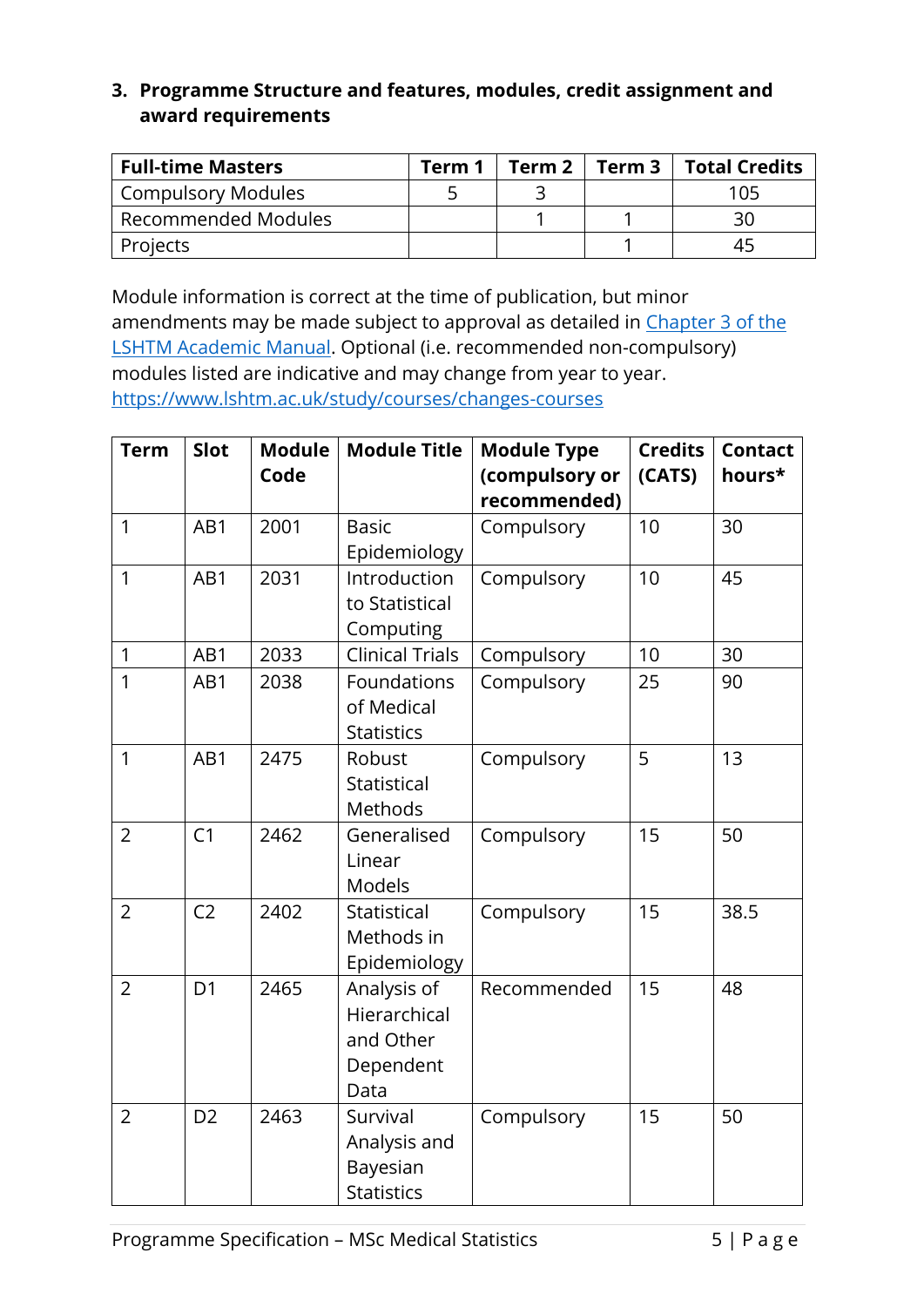### 3. Programme Structure and features, modules, credit assignment and award requirements

| Full-time Masters | Term 1 | Term 2 | Term 3 | Total Credits |
|---|---|---|---|---|
| Compulsory Modules | 5 | 3 | | 105 |
| Recommended Modules | | 1 | 1 | 30 |
| Projects | | | 1 | 45 |

Module information is correct at the time of publication, but minor amendments may be made subject to approval as detailed in [Chapter 3 of the LSHTM Academic Manual](). Optional (i.e. recommended non-compulsory) modules listed are indicative and may change from year to year. [https://www.lshtm.ac.uk/study/courses/changes-courses](https://www.lshtm.ac.uk/study/courses/changes-courses)

| Term | Slot | Module Code | Module Title | Module Type (compulsory or recommended) | Credits (CATS) | Contact hours* |
|---|---|---|---|---|---|---|
| 1 | AB1 | 2001 | Basic Epidemiology | Compulsory | 10 | 30 |
| 1 | AB1 | 2031 | Introduction to Statistical Computing | Compulsory | 10 | 45 |
| 1 | AB1 | 2033 | Clinical Trials | Compulsory | 10 | 30 |
| 1 | AB1 | 2038 | Foundations of Medical Statistics | Compulsory | 25 | 90 |
| 1 | AB1 | 2475 | Robust Statistical Methods | Compulsory | 5 | 13 |
| 2 | C1 | 2462 | Generalised Linear Models | Compulsory | 15 | 50 |
| 2 | C2 | 2402 | Statistical Methods in Epidemiology | Compulsory | 15 | 38.5 |
| 2 | D1 | 2465 | Analysis of Hierarchical and Other Dependent Data | Recommended | 15 | 48 |
| 2 | D2 | 2463 | Survival Analysis and Bayesian Statistics | Compulsory | 15 | 50 |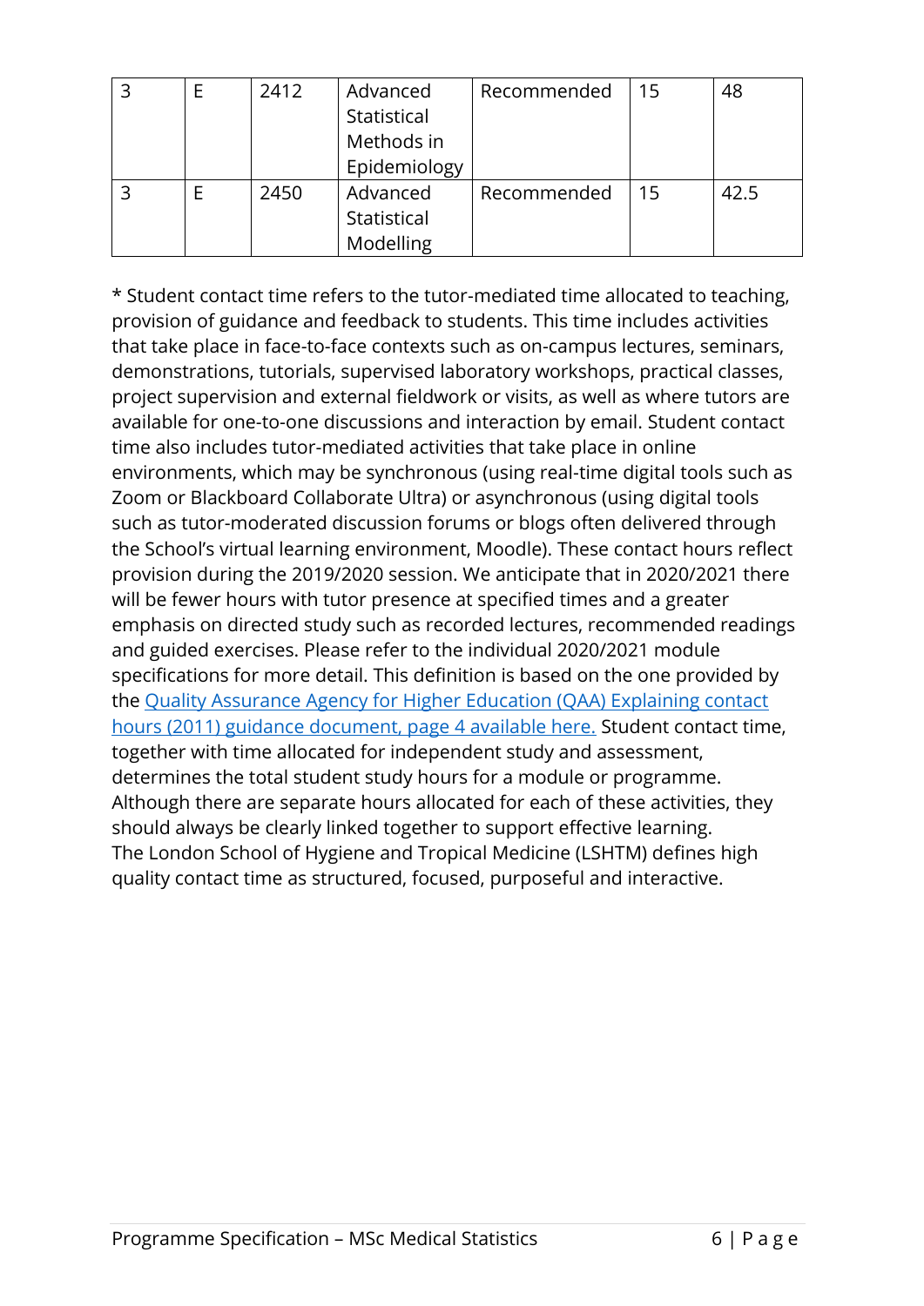| 3 | E | 2412 | Advanced Statistical Methods in Epidemiology | Recommended | 15 | 48 |
|---|---|---|---|---|---|---|
| 3 | E | 2450 | Advanced Statistical Modelling | Recommended | 15 | 42.5 |

* Student contact time refers to the tutor-mediated time allocated to teaching, provision of guidance and feedback to students. This time includes activities that take place in face-to-face contexts such as on-campus lectures, seminars, demonstrations, tutorials, supervised laboratory workshops, practical classes, project supervision and external fieldwork or visits, as well as where tutors are available for one-to-one discussions and interaction by email. Student contact time also includes tutor-mediated activities that take place in online environments, which may be synchronous (using real-time digital tools such as Zoom or Blackboard Collaborate Ultra) or asynchronous (using digital tools such as tutor-moderated discussion forums or blogs often delivered through the School's virtual learning environment, Moodle). These contact hours reflect provision during the 2019/2020 session. We anticipate that in 2020/2021 there will be fewer hours with tutor presence at specified times and a greater emphasis on directed study such as recorded lectures, recommended readings and guided exercises. Please refer to the individual 2020/2021 module specifications for more detail. This definition is based on the one provided by the Quality Assurance Agency for Higher Education (QAA) Explaining contact hours (2011) guidance document, page 4 available here. Student contact time, together with time allocated for independent study and assessment, determines the total student study hours for a module or programme. Although there are separate hours allocated for each of these activities, they should always be clearly linked together to support effective learning.
The London School of Hygiene and Tropical Medicine (LSHTM) defines high quality contact time as structured, focused, purposeful and interactive.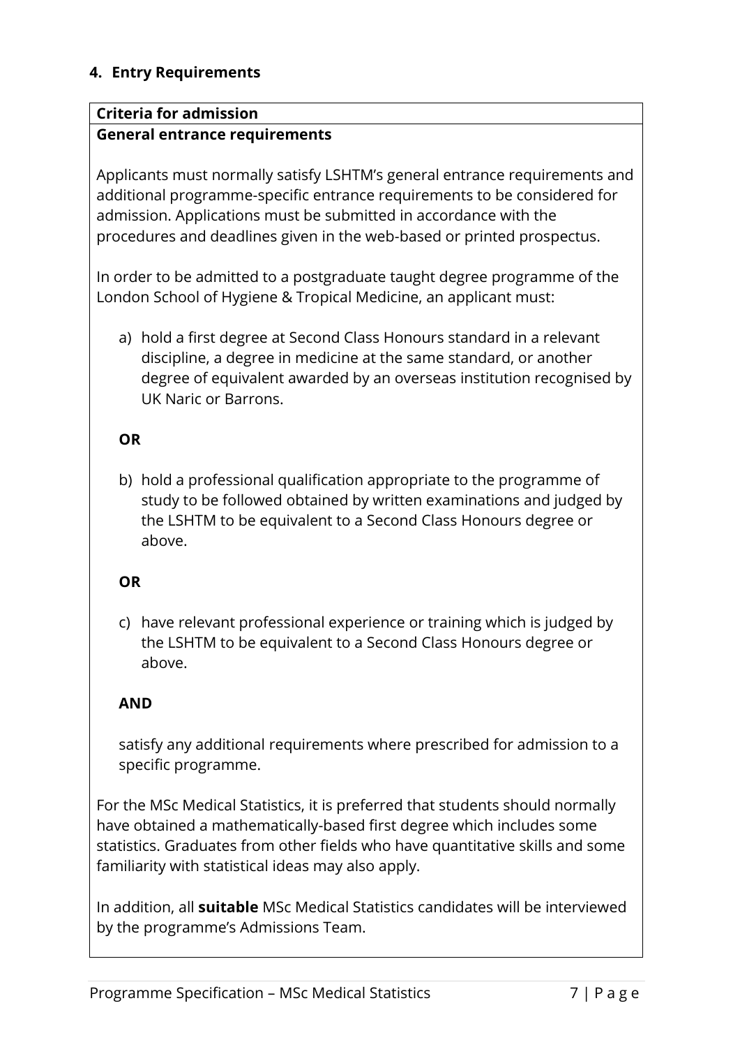## 4. Entry Requirements

**Criteria for admission**

**General entrance requirements**

Applicants must normally satisfy LSHTM's general entrance requirements and additional programme-specific entrance requirements to be considered for admission. Applications must be submitted in accordance with the procedures and deadlines given in the web-based or printed prospectus.

In order to be admitted to a postgraduate taught degree programme of the London School of Hygiene & Tropical Medicine, an applicant must:

a) hold a first degree at Second Class Honours standard in a relevant discipline, a degree in medicine at the same standard, or another degree of equivalent awarded by an overseas institution recognised by UK Naric or Barrons.

**OR**

b) hold a professional qualification appropriate to the programme of study to be followed obtained by written examinations and judged by the LSHTM to be equivalent to a Second Class Honours degree or above.

**OR**

c) have relevant professional experience or training which is judged by the LSHTM to be equivalent to a Second Class Honours degree or above.

**AND**

satisfy any additional requirements where prescribed for admission to a specific programme.

For the MSc Medical Statistics, it is preferred that students should normally have obtained a mathematically-based first degree which includes some statistics. Graduates from other fields who have quantitative skills and some familiarity with statistical ideas may also apply.

In addition, all **suitable** MSc Medical Statistics candidates will be interviewed by the programme's Admissions Team.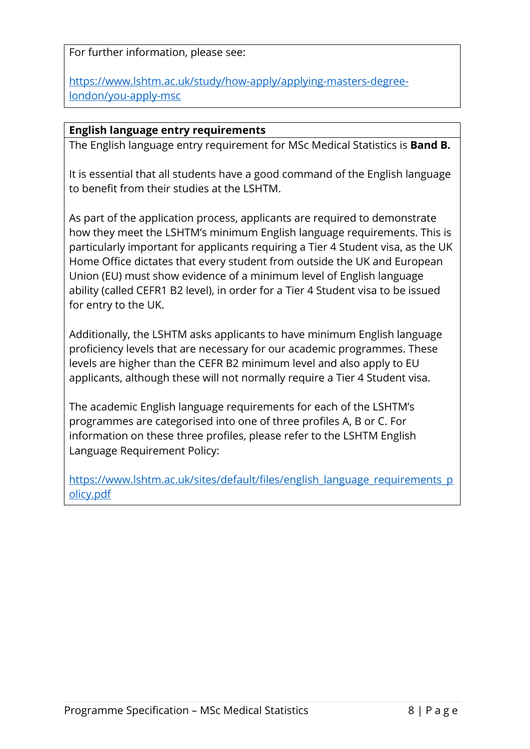For further information, please see:

https://www.lshtm.ac.uk/study/how-apply/applying-masters-degree-london/you-apply-msc

**English language entry requirements**

The English language entry requirement for MSc Medical Statistics is **Band B.**

It is essential that all students have a good command of the English language to benefit from their studies at the LSHTM.

As part of the application process, applicants are required to demonstrate how they meet the LSHTM's minimum English language requirements. This is particularly important for applicants requiring a Tier 4 Student visa, as the UK Home Office dictates that every student from outside the UK and European Union (EU) must show evidence of a minimum level of English language ability (called CEFR1 B2 level), in order for a Tier 4 Student visa to be issued for entry to the UK.

Additionally, the LSHTM asks applicants to have minimum English language proficiency levels that are necessary for our academic programmes. These levels are higher than the CEFR B2 minimum level and also apply to EU applicants, although these will not normally require a Tier 4 Student visa.

The academic English language requirements for each of the LSHTM's programmes are categorised into one of three profiles A, B or C. For information on these three profiles, please refer to the LSHTM English Language Requirement Policy:

https://www.lshtm.ac.uk/sites/default/files/english_language_requirements_policy.pdf